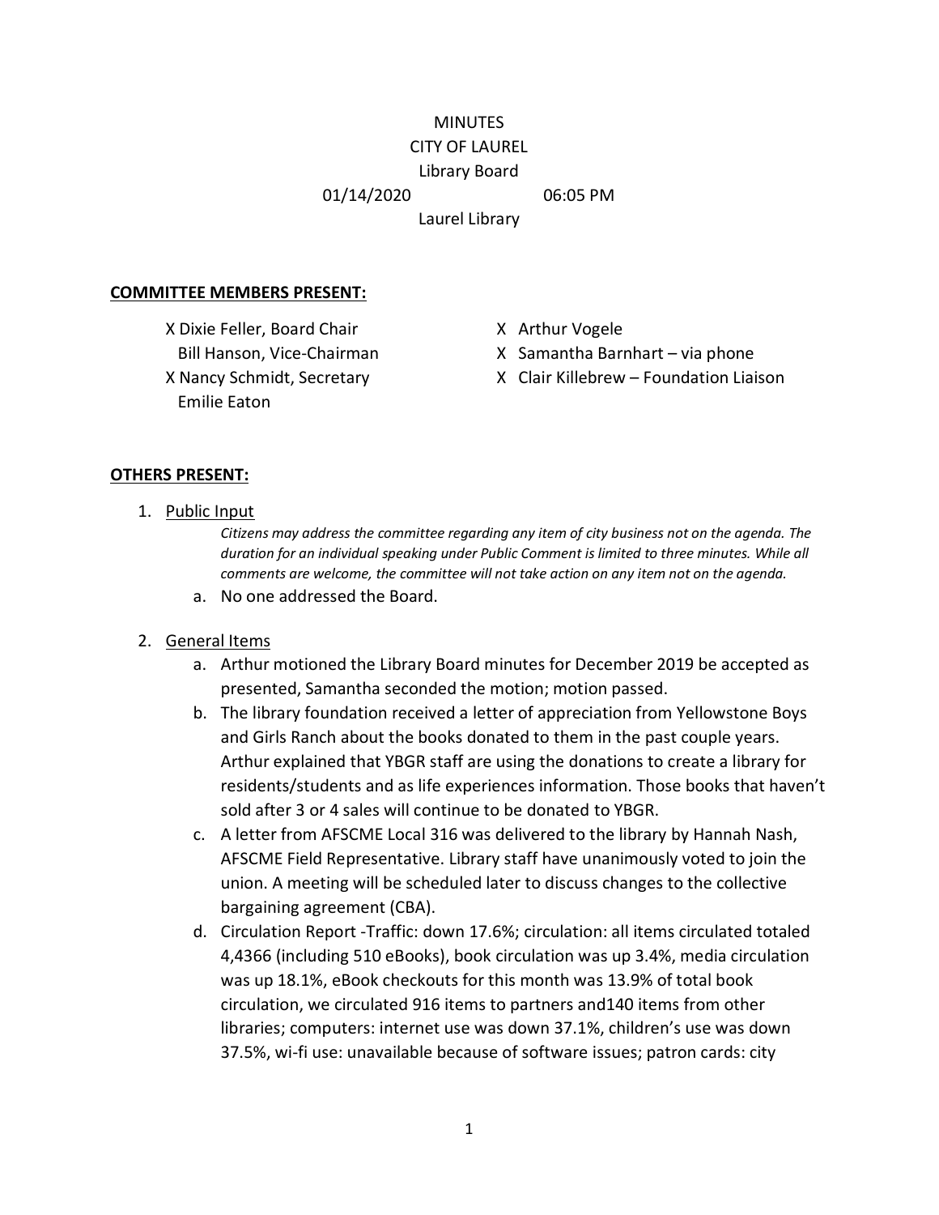MINUTES
CITY OF LAUREL
Library Board
01/14/2020 06:05 PM
Laurel Library

**COMMITTEE MEMBERS PRESENT:**

X Dixie Feller, Board Chair
Bill Hanson, Vice-Chairman
X Nancy Schmidt, Secretary
Emilie Eaton
X Arthur Vogele
X Samantha Barnhart – via phone
X Clair Killebrew – Foundation Liaison

**OTHERS PRESENT:**

1. Public Input

   *Citizens may address the committee regarding any item of city business not on the agenda. The duration for an individual speaking under Public Comment is limited to three minutes. While all comments are welcome, the committee will not take action on any item not on the agenda.*

   a. No one addressed the Board.

2. General Items

   a. Arthur motioned the Library Board minutes for December 2019 be accepted as presented, Samantha seconded the motion; motion passed.

   b. The library foundation received a letter of appreciation from Yellowstone Boys and Girls Ranch about the books donated to them in the past couple years. Arthur explained that YBGR staff are using the donations to create a library for residents/students and as life experiences information. Those books that haven't sold after 3 or 4 sales will continue to be donated to YBGR.

   c. A letter from AFSCME Local 316 was delivered to the library by Hannah Nash, AFSCME Field Representative. Library staff have unanimously voted to join the union. A meeting will be scheduled later to discuss changes to the collective bargaining agreement (CBA).

   d. Circulation Report -Traffic: down 17.6%; circulation: all items circulated totaled 4,4366 (including 510 eBooks), book circulation was up 3.4%, media circulation was up 18.1%, eBook checkouts for this month was 13.9% of total book circulation, we circulated 916 items to partners and140 items from other libraries; computers: internet use was down 37.1%, children's use was down 37.5%, wi-fi use: unavailable because of software issues; patron cards: city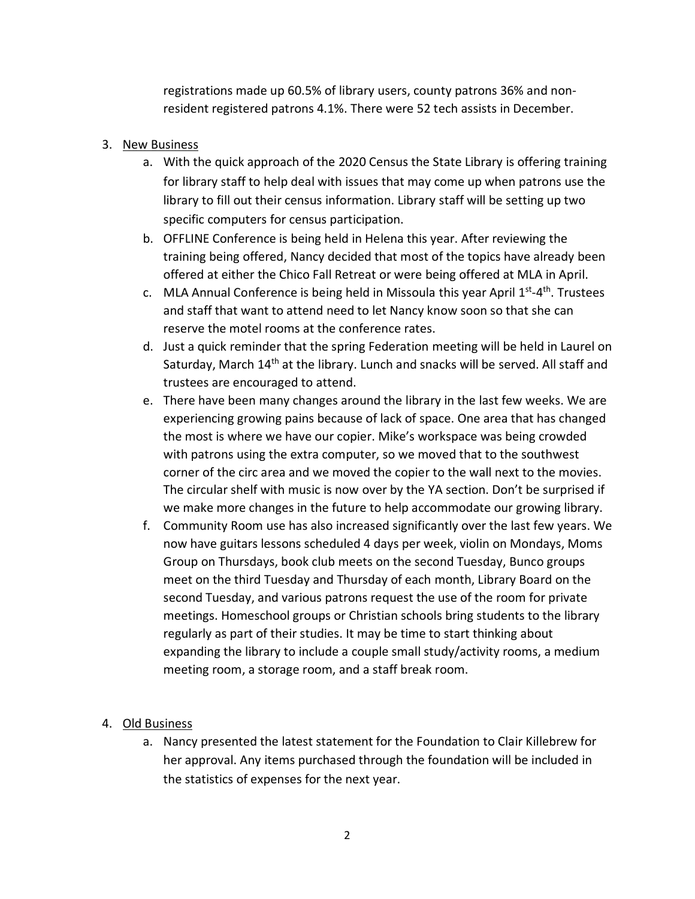registrations made up 60.5% of library users, county patrons 36% and non-resident registered patrons 4.1%. There were 52 tech assists in December.

3. <u>New Business</u>
   a. With the quick approach of the 2020 Census the State Library is offering training for library staff to help deal with issues that may come up when patrons use the library to fill out their census information. Library staff will be setting up two specific computers for census participation.
   b. OFFLINE Conference is being held in Helena this year. After reviewing the training being offered, Nancy decided that most of the topics have already been offered at either the Chico Fall Retreat or were being offered at MLA in April.
   c. MLA Annual Conference is being held in Missoula this year April 1st-4th. Trustees and staff that want to attend need to let Nancy know soon so that she can reserve the motel rooms at the conference rates.
   d. Just a quick reminder that the spring Federation meeting will be held in Laurel on Saturday, March 14th at the library. Lunch and snacks will be served. All staff and trustees are encouraged to attend.
   e. There have been many changes around the library in the last few weeks. We are experiencing growing pains because of lack of space. One area that has changed the most is where we have our copier. Mike's workspace was being crowded with patrons using the extra computer, so we moved that to the southwest corner of the circ area and we moved the copier to the wall next to the movies. The circular shelf with music is now over by the YA section. Don't be surprised if we make more changes in the future to help accommodate our growing library.
   f. Community Room use has also increased significantly over the last few years. We now have guitars lessons scheduled 4 days per week, violin on Mondays, Moms Group on Thursdays, book club meets on the second Tuesday, Bunco groups meet on the third Tuesday and Thursday of each month, Library Board on the second Tuesday, and various patrons request the use of the room for private meetings. Homeschool groups or Christian schools bring students to the library regularly as part of their studies. It may be time to start thinking about expanding the library to include a couple small study/activity rooms, a medium meeting room, a storage room, and a staff break room.

4. <u>Old Business</u>
   a. Nancy presented the latest statement for the Foundation to Clair Killebrew for her approval. Any items purchased through the foundation will be included in the statistics of expenses for the next year.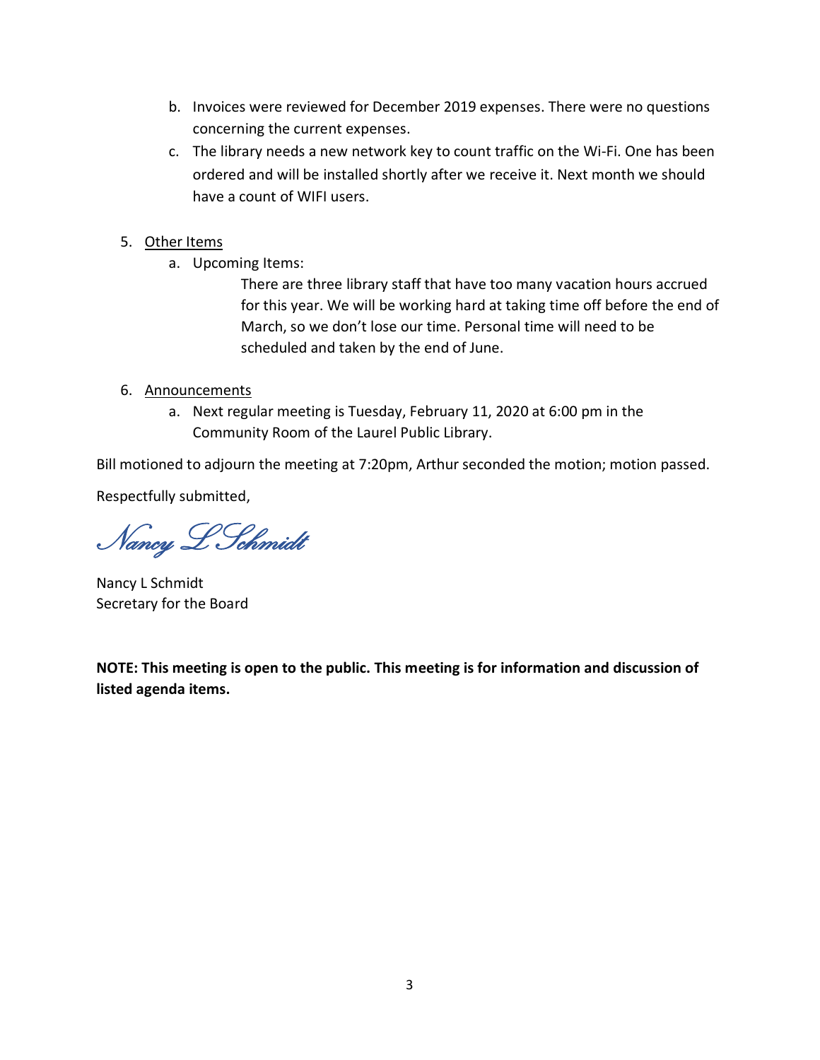b. Invoices were reviewed for December 2019 expenses. There were no questions concerning the current expenses.

c. The library needs a new network key to count traffic on the Wi-Fi. One has been ordered and will be installed shortly after we receive it. Next month we should have a count of WIFI users.

5. Other Items

   a. Upcoming Items:

      There are three library staff that have too many vacation hours accrued for this year. We will be working hard at taking time off before the end of March, so we don't lose our time. Personal time will need to be scheduled and taken by the end of June.

6. Announcements

   a. Next regular meeting is Tuesday, February 11, 2020 at 6:00 pm in the Community Room of the Laurel Public Library.

Bill motioned to adjourn the meeting at 7:20pm, Arthur seconded the motion; motion passed.

Respectfully submitted,

*Nancy L Schmidt*

Nancy L Schmidt
Secretary for the Board

**NOTE: This meeting is open to the public. This meeting is for information and discussion of listed agenda items.**